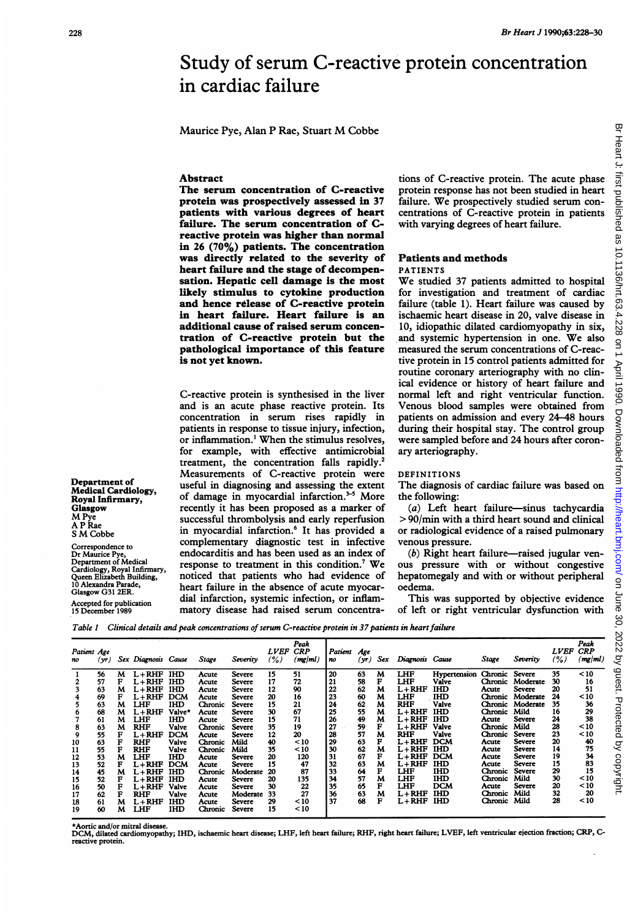# Study of serum C-reactive protein concentration in cardiac failure

Maurice Pye, Alan P Rae, Stuart M Cobbe

## Abstract

**The serum concentration of C-reactive protein was prospectively assessed in 37 patients with various degrees of heart failure. The serum concentration of C-reactive protein was higher than normal in 26 (70%) patients. The concentration was directly related to the severity of heart failure and the stage of decompensation. Hepatic cell damage is the most likely stimulus to cytokine production and hence release of C-reactive protein in heart failure. Heart failure is an additional cause of raised serum concentration of C-reactive protein but the pathological importance of this feature is not yet known.**

C-reactive protein is synthesised in the liver and is an acute phase reactive protein. Its concentration in serum rises rapidly in patients in response to tissue injury, infection, or inflammation.[1] When the stimulus resolves, for example, with effective antimicrobial treatment, the concentration falls rapidly.[2] Measurements of C-reactive protein were useful in diagnosing and assessing the extent of damage in myocardial infarction.[3-5] More recently it has been proposed as a marker of successful thrombolysis and early reperfusion in myocardial infarction.[6] It has provided a complementary diagnostic test in infective endocarditis and has been used as an index of response to treatment in this condition.[7] We noticed that patients who had evidence of heart failure in the absence of acute myocardial infarction, systemic infection, or inflammatory disease had raised serum concentrations of C-reactive protein. The acute phase protein response has not been studied in heart failure. We prospectively studied serum concentrations of C-reactive protein in patients with varying degrees of heart failure.

Department of Medical Cardiology, Royal Infirmary, Glasgow
M Pye
A P Rae
S M Cobbe

Correspondence to Dr Maurice Pye, Department of Medical Cardiology, Royal Infirmary, Queen Elizabeth Building, 10 Alexandra Parade, Glasgow G31 2ER.

Accepted for publication 15 December 1989

## Patients and methods

### PATIENTS

We studied 37 patients admitted to hospital for investigation and treatment of cardiac failure (table 1). Heart failure was caused by ischaemic heart disease in 20, valve disease in 10, idiopathic dilated cardiomyopathy in six, and systemic hypertension in one. We also measured the serum concentrations of C-reactive protein in 15 control patients admitted for routine coronary arteriography with no clinical evidence or history of heart failure and normal left and right ventricular function. Venous blood samples were obtained from patients on admission and every 24–48 hours during their hospital stay. The control group were sampled before and 24 hours after coronary arteriography.

### DEFINITIONS

The diagnosis of cardiac failure was based on the following:

(a) Left heart failure—sinus tachycardia >90/min with a third heart sound and clinical or radiological evidence of a raised pulmonary venous pressure.

(b) Right heart failure—raised jugular venous pressure with or without congestive hepatomegaly and with or without peripheral oedema.

This was supported by objective evidence of left or right ventricular dysfunction with

*Table 1 Clinical details and peak concentrations of serum C-reactive protein in 37 patients in heart failure*

| Patient no | Age (yr) | Sex | Diagnosis | Cause | Stage | Severity | LVEF (%) | Peak CRP (mg/ml) |
|---|---|---|---|---|---|---|---|---|
| 1 | 56 | M | L+RHF | IHD | Acute | Severe | 15 | 51 |
| 2 | 57 | F | L+RHF | IHD | Acute | Severe | 17 | 72 |
| 3 | 63 | M | L+RHF | IHD | Acute | Severe | 12 | 90 |
| 4 | 69 | F | L+RHF | DCM | Acute | Severe | 20 | 16 |
| 5 | 63 | M | LHF | IHD | Chronic | Severe | 15 | 21 |
| 6 | 68 | M | L+RHF | Valve* | Acute | Severe | 30 | 67 |
| 7 | 61 | M | LHF | IHD | Acute | Severe | 15 | 71 |
| 8 | 63 | M | RHF | Valve | Chronic | Severe | 35 | 19 |
| 9 | 55 | F | L+RHF | DCM | Acute | Severe | 12 | 20 |
| 10 | 63 | F | RHF | Valve | Chronic | Mild | 40 | <10 |
| 11 | 55 | F | RHF | Valve | Chronic | Mild | 35 | <10 |
| 12 | 53 | M | LHF | IHD | Acute | Severe | 20 | 120 |
| 13 | 52 | F | L+RHF | DCM | Acute | Severe | 15 | 47 |
| 14 | 45 | M | L+RHF | IHD | Chronic | Moderate | 20 | 87 |
| 15 | 52 | F | L+RHF | IHD | Acute | Severe | 20 | 135 |
| 16 | 50 | F | L+RHF | Valve | Acute | Severe | 30 | 22 |
| 17 | 62 | F | RHF | Valve | Acute | Moderate | 33 | 27 |
| 18 | 61 | M | L+RHF | IHD | Acute | Severe | 29 | <10 |
| 19 | 60 | M | LHF | IHD | Chronic | Severe | 15 | <10 |
| 20 | 63 | M | LHF | Hypertension | Chronic | Severe | 35 | <10 |
| 21 | 58 | F | LHF | Valve | Chronic | Moderate | 30 | 16 |
| 22 | 62 | M | L+RHF | IHD | Acute | Severe | 20 | 51 |
| 23 | 60 | M | LHF | IHD | Chronic | Moderate | 24 | <10 |
| 24 | 62 | M | RHF | Valve | Chronic | Moderate | 35 | 36 |
| 25 | 55 | M | L+RHF | IHD | Chronic | Mild | 16 | 29 |
| 26 | 49 | M | L+RHF | IHD | Acute | Severe | 24 | 38 |
| 27 | 59 | F | L+RHF | Valve | Chronic | Mild | 28 | <10 |
| 28 | 57 | M | RHF | Valve | Chronic | Severe | 23 | <10 |
| 29 | 63 | F | L+RHF | DCM | Acute | Severe | 20 | 40 |
| 30 | 62 | M | L+RHF | IHD | Acute | Severe | 14 | 75 |
| 31 | 67 | F | L+RHF | DCM | Acute | Severe | 19 | 34 |
| 32 | 63 | M | L+RHF | IHD | Acute | Severe | 15 | 83 |
| 33 | 64 | F | LHF | IHD | Chronic | Severe | 29 | 15 |
| 34 | 57 | M | LHF | IHD | Chronic | Mild | 30 | <10 |
| 35 | 65 | F | LHF | DCM | Acute | Severe | 20 | <10 |
| 36 | 63 | M | L+RHF | IHD | Chronic | Mild | 32 | 20 |
| 37 | 68 | F | L+RHF | IHD | Chronic | Mild | 28 | <10 |

*Aortic and/or mitral disease.
DCM, dilated cardiomyopathy; IHD, ischaemic heart disease; LHF, left heart failure; RHF, right heart failure; LVEF, left ventricular ejection fraction; CRP, C-reactive protein.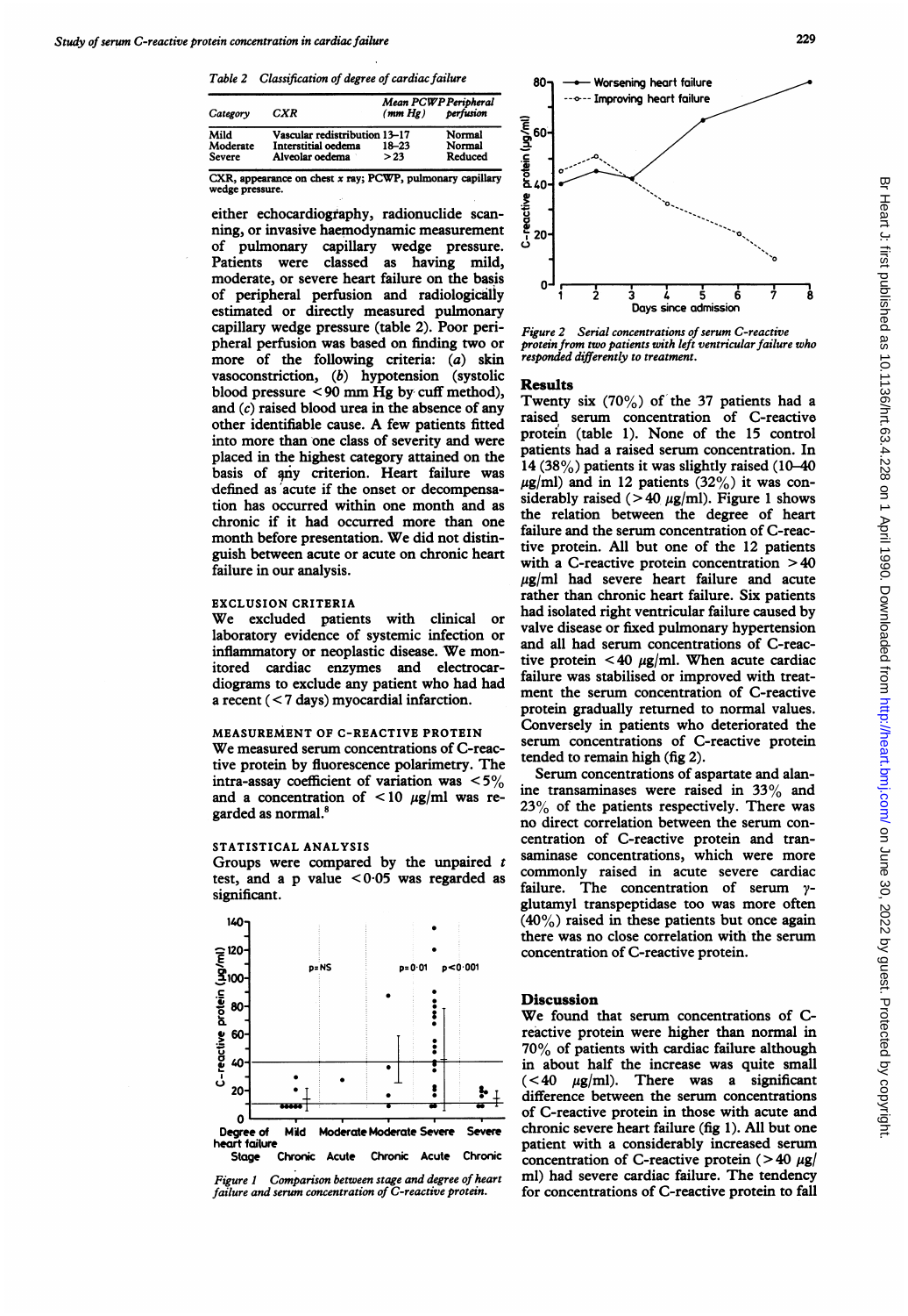Table 2 *Classification of degree of cardiac failure*

| Category | CXR | Mean PCWP (mm Hg) | Peripheral perfusion |
|---|---|---|---|
| Mild | Vascular redistribution | 13–17 | Normal |
| Moderate | Interstitial oedema | 18–23 | Normal |
| Severe | Alveolar oedema | > 23 | Reduced |

CXR, appearance on chest x ray; PCWP, pulmonary capillary wedge pressure.

either echocardiography, radionuclide scanning, or invasive haemodynamic measurement of pulmonary capillary wedge pressure. Patients were classed as having mild, moderate, or severe heart failure on the basis of peripheral perfusion and radiologically estimated or directly measured pulmonary capillary wedge pressure (table 2). Poor peripheral perfusion was based on finding two or more of the following criteria: (*a*) skin vasoconstriction, (*b*) hypotension (systolic blood pressure < 90 mm Hg by cuff method), and (*c*) raised blood urea in the absence of any other identifiable cause. A few patients fitted into more than one class of severity and were placed in the highest category attained on the basis of any criterion. Heart failure was defined as acute if the onset or decompensation has occurred within one month and as chronic if it had occurred more than one month before presentation. We did not distinguish between acute or acute on chronic heart failure in our analysis.

EXCLUSION CRITERIA

We excluded patients with clinical or laboratory evidence of systemic infection or inflammatory or neoplastic disease. We monitored cardiac enzymes and electrocardiograms to exclude any patient who had had a recent (< 7 days) myocardial infarction.

MEASUREMENT OF C-REACTIVE PROTEIN

We measured serum concentrations of C-reactive protein by fluorescence polarimetry. The intra-assay coefficient of variation was < 5% and a concentration of < 10 μg/ml was regarded as normal.[8]

STATISTICAL ANALYSIS

Groups were compared by the unpaired t test, and a p value < 0·05 was regarded as significant.

*Figure 1 Comparison between stage and degree of heart failure and serum concentration of C-reactive protein.*

*Figure 2 Serial concentrations of serum C-reactive protein from two patients with left ventricular failure who responded differently to treatment.*

## Results

Twenty six (70%) of the 37 patients had a raised serum concentration of C-reactive protein (table 1). None of the 15 control patients had a raised serum concentration. In 14 (38%) patients it was slightly raised (10–40 μg/ml) and in 12 patients (32%) it was considerably raised (> 40 μg/ml). Figure 1 shows the relation between the degree of heart failure and the serum concentration of C-reactive protein. All but one of the 12 patients with a C-reactive protein concentration > 40 μg/ml had severe heart failure and acute rather than chronic heart failure. Six patients had isolated right ventricular failure caused by valve disease or fixed pulmonary hypertension and all had serum concentrations of C-reactive protein < 40 μg/ml. When acute cardiac failure was stabilised or improved with treatment the serum concentration of C-reactive protein gradually returned to normal values. Conversely in patients who deteriorated the serum concentrations of C-reactive protein tended to remain high (fig 2).

Serum concentrations of aspartate and alanine transaminases were raised in 33% and 23% of the patients respectively. There was no direct correlation between the serum concentration of C-reactive protein and transaminase concentrations, which were more commonly raised in acute severe cardiac failure. The concentration of serum γ-glutamyl transpeptidase too was more often (40%) raised in these patients but once again there was no close correlation with the serum concentration of C-reactive protein.

## Discussion

We found that serum concentrations of C-reactive protein were higher than normal in 70% of patients with cardiac failure although in about half the increase was quite small (< 40 μg/ml). There was a significant difference between the serum concentrations of C-reactive protein in those with acute and chronic severe heart failure (fig 1). All but one patient with a considerably increased serum concentration of C-reactive protein (> 40 μg/ml) had severe cardiac failure. The tendency for concentrations of C-reactive protein to fall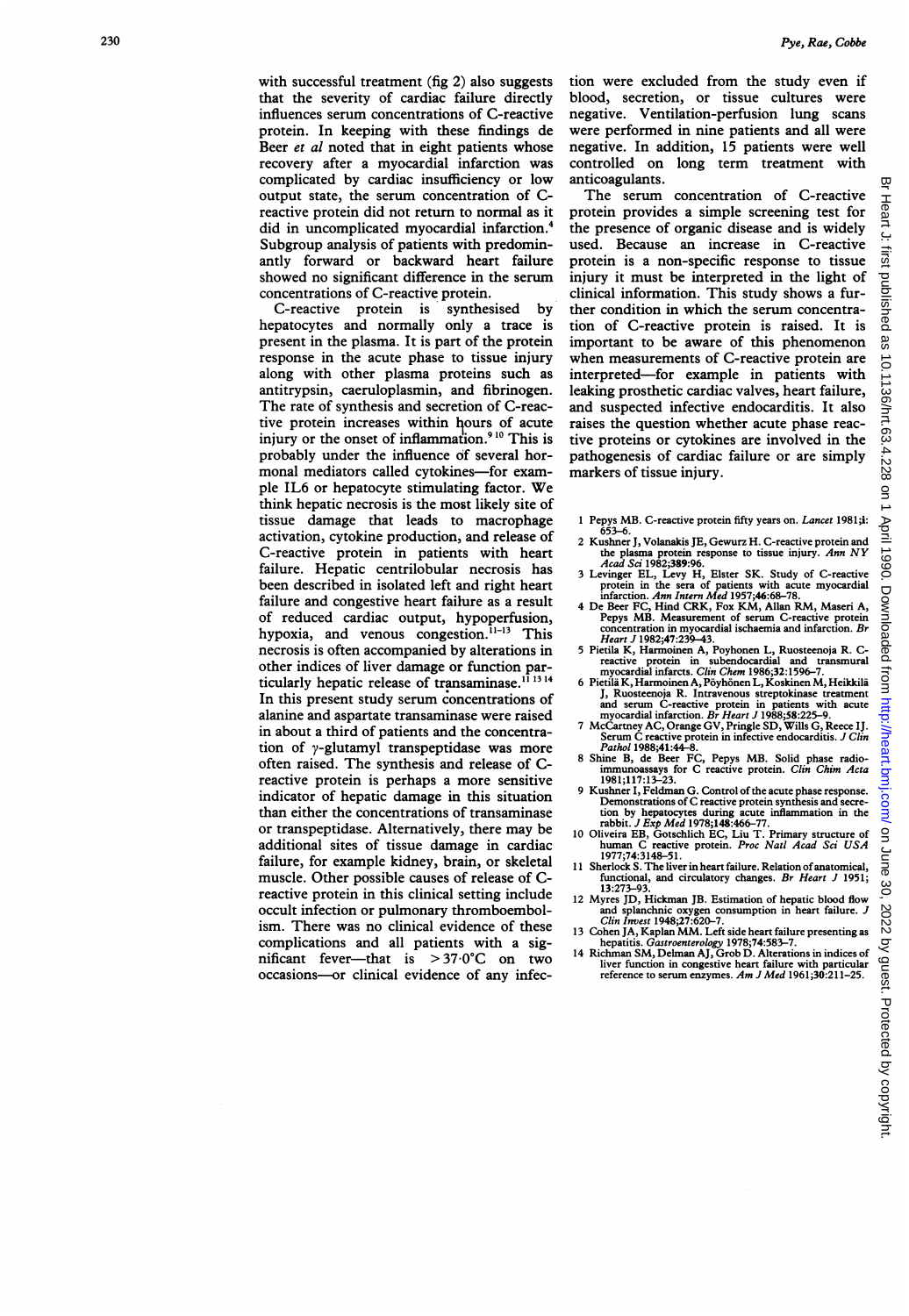with successful treatment (fig 2) also suggests that the severity of cardiac failure directly influences serum concentrations of C-reactive protein. In keeping with these findings de Beer *et al* noted that in eight patients whose recovery after a myocardial infarction was complicated by cardiac insufficiency or low output state, the serum concentration of C-reactive protein did not return to normal as it did in uncomplicated myocardial infarction.[4] Subgroup analysis of patients with predominantly forward or backward heart failure showed no significant difference in the serum concentrations of C-reactive protein.

C-reactive protein is synthesised by hepatocytes and normally only a trace is present in the plasma. It is part of the protein response in the acute phase to tissue injury along with other plasma proteins such as antitrypsin, caeruloplasmin, and fibrinogen. The rate of synthesis and secretion of C-reactive protein increases within hours of acute injury or the onset of inflammation.[9,10] This is probably under the influence of several hormonal mediators called cytokines—for example IL6 or hepatocyte stimulating factor. We think hepatic necrosis is the most likely site of tissue damage that leads to macrophage activation, cytokine production, and release of C-reactive protein in patients with heart failure. Hepatic centrilobular necrosis has been described in isolated left and right heart failure and congestive heart failure as a result of reduced cardiac output, hypoperfusion, hypoxia, and venous congestion.[11-13] This necrosis is often accompanied by alterations in other indices of liver damage or function particularly hepatic release of transaminase.[11,13,14] In this present study serum concentrations of alanine and aspartate transaminase were raised in about a third of patients and the concentration of $\gamma$-glutamyl transpeptidase was more often raised. The synthesis and release of C-reactive protein is perhaps a more sensitive indicator of hepatic damage in this situation than either the concentrations of transaminase or transpeptidase. Alternatively, there may be additional sites of tissue damage in cardiac failure, for example kidney, brain, or skeletal muscle. Other possible causes of release of C-reactive protein in this clinical setting include occult infection or pulmonary thromboembolism. There was no clinical evidence of these complications and all patients with a significant fever—that is >37·0°C on two occasions—or clinical evidence of any infection were excluded from the study even if blood, secretion, or tissue cultures were negative. Ventilation-perfusion lung scans were performed in nine patients and all were negative. In addition, 15 patients were well controlled on long term treatment with anticoagulants.

The serum concentration of C-reactive protein provides a simple screening test for the presence of organic disease and is widely used. Because an increase in C-reactive protein is a non-specific response to tissue injury it must be interpreted in the light of clinical information. This study shows a further condition in which the serum concentration of C-reactive protein is raised. It is important to be aware of this phenomenon when measurements of C-reactive protein are interpreted—for example in patients with leaking prosthetic cardiac valves, heart failure, and suspected infective endocarditis. It also raises the question whether acute phase reactive proteins or cytokines are involved in the pathogenesis of cardiac failure or are simply markers of tissue injury.

1. Pepys MB. C-reactive protein fifty years on. *Lancet* 1981;i:653–6.
2. Kushner J, Volanakis JE, Gewurz H. C-reactive protein and the plasma protein response to tissue injury. *Ann NY Acad Sci* 1982;389:96.
3. Levinger EL, Levy H, Elster SK. Study of C-reactive protein in the sera of patients with acute myocardial infarction. *Ann Intern Med* 1957;46:68–78.
4. De Beer FC, Hind CRK, Fox KM, Allan RM, Maseri A, Pepys MB. Measurement of serum C-reactive protein concentration in myocardial ischaemia and infarction. *Br Heart J* 1982;47:239–43.
5. Pietila K, Harmoinen A, Poyhonen L, Ruosteenoja R. C-reactive protein in subendocardial and transmural myocardial infarcts. *Clin Chem* 1986;32:1596–7.
6. Pietilä K, Harmoinen A, Pöyhönen L, Koskinen M, Heikkilä J, Ruosteenoja R. Intravenous streptokinase treatment and serum C-reactive protein in patients with acute myocardial infarction. *Br Heart J* 1988;58:225–9.
7. McCartney AC, Orange GV, Pringle SD, Wills G, Reece IJ. Serum C reactive protein in infective endocarditis. *J Clin Pathol* 1988;41:44–8.
8. Shine B, de Beer FC, Pepys MB. Solid phase radioimmunoassays for C reactive protein. *Clin Chim Acta* 1981;117:13–23.
9. Kushner I, Feldman G. Control of the acute phase response. Demonstrations of C reactive protein synthesis and secretion by hepatocytes during acute inflammation in the rabbit. *J Exp Med* 1978;148:466–77.
10. Oliveira EB, Gotschlich EC, Liu T. Primary structure of human C reactive protein. *Proc Natl Acad Sci USA* 1977;74:3148–51.
11. Sherlock S. The liver in heart failure. Relation of anatomical, functional, and circulatory changes. *Br Heart J* 1951;13:273–93.
12. Myres JD, Hickman JB. Estimation of hepatic blood flow and splanchnic oxygen consumption in heart failure. *J Clin Invest* 1948;27:620–7.
13. Cohen JA, Kaplan MM. Left side heart failure presenting as hepatitis. *Gastroenterology* 1978;74:583–7.
14. Richman SM, Delman AJ, Grob D. Alterations in indices of liver function in congestive heart failure with particular reference to serum enzymes. *Am J Med* 1961;30:211–25.